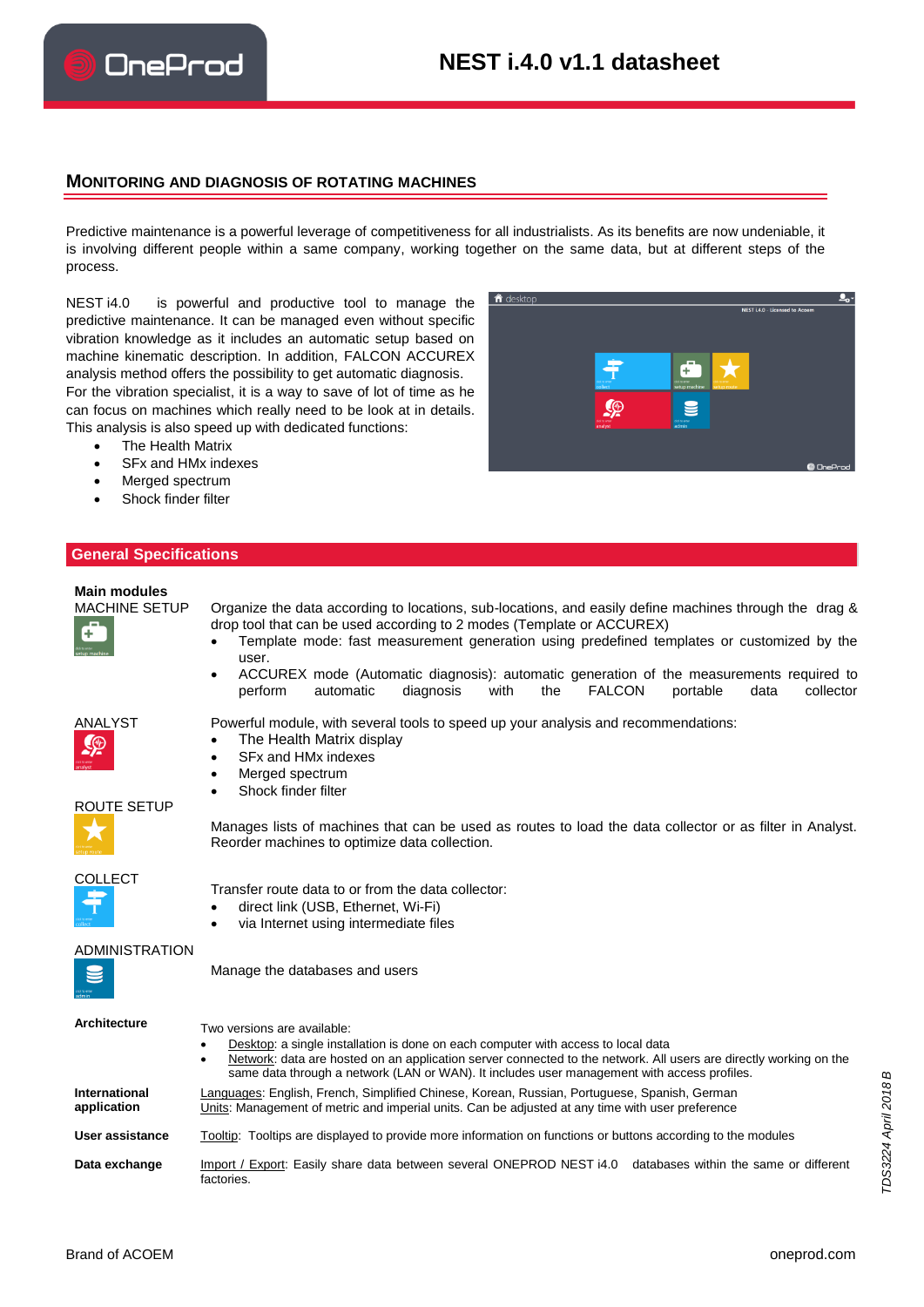# NEST i.4.0 v1.1 datasheet

## MONITORING AND DIAGNOSIS OF ROTATING MACHINES

Predictive maintenance is a powerful leverage of competitiveness for all industrialists. As its benefits are now undeniable, it is involving different people within a same company, working together on the same data, but at different steps of the process.

NEST i4.0 is powerful and productive tool to manage the predictive maintenance. It can be managed even without specific vibration knowledge as it includes an automatic setup based on machine kinematic description. In addition, FALCON ACCUREX analysis method offers the possibility to get automatic diagnosis. For the vibration specialist, it is a way to save of lot of time as he can focus on machines which really need to be look at in details. This analysis is also speed up with dedicated functions:

- The Health Matrix
- SFx and HMx indexes
- Merged spectrum
- Shock finder filter

## General Specifications

**Main modules**

**MACHINE SETUP**

Organize the data according to locations, sub-locations, and easily define machines through the drag & drop tool that can be used according to 2 modes (Template or ACCUREX)

- Template mode: fast measurement generation using predefined templates or customized by the user.
- ACCUREX mode (Automatic diagnosis): automatic generation of the measurements required to perform automatic diagnosis with the FALCON portable data collector

**ANALYST**

Powerful module, with several tools to speed up your analysis and recommendations:

- The Health Matrix display
- SFx and HMx indexes
- Merged spectrum
- Shock finder filter

**ROUTE SETUP**

Manages lists of machines that can be used as routes to load the data collector or as filter in Analyst. Reorder machines to optimize data collection.

**COLLECT**

Transfer route data to or from the data collector:

- direct link (USB, Ethernet, Wi-Fi)
- via Internet using intermediate files

**ADMINISTRATION**

Manage the databases and users

**Architecture**

Two versions are available:

- Desktop: a single installation is done on each computer with access to local data
- Network: data are hosted on an application server connected to the network. All users are directly working on the same data through a network (LAN or WAN). It includes user management with access profiles.

**International application**

Languages: English, French, Simplified Chinese, Korean, Russian, Portuguese, Spanish, German
Units: Management of metric and imperial units. Can be adjusted at any time with user preference

**User assistance**

Tooltip: Tooltips are displayed to provide more information on functions or buttons according to the modules

**Data exchange**

Import / Export: Easily share data between several ONEPROD NEST i4.0 databases within the same or different factories.

TDS3224 April 2018 B

Brand of ACOEM

oneprod.com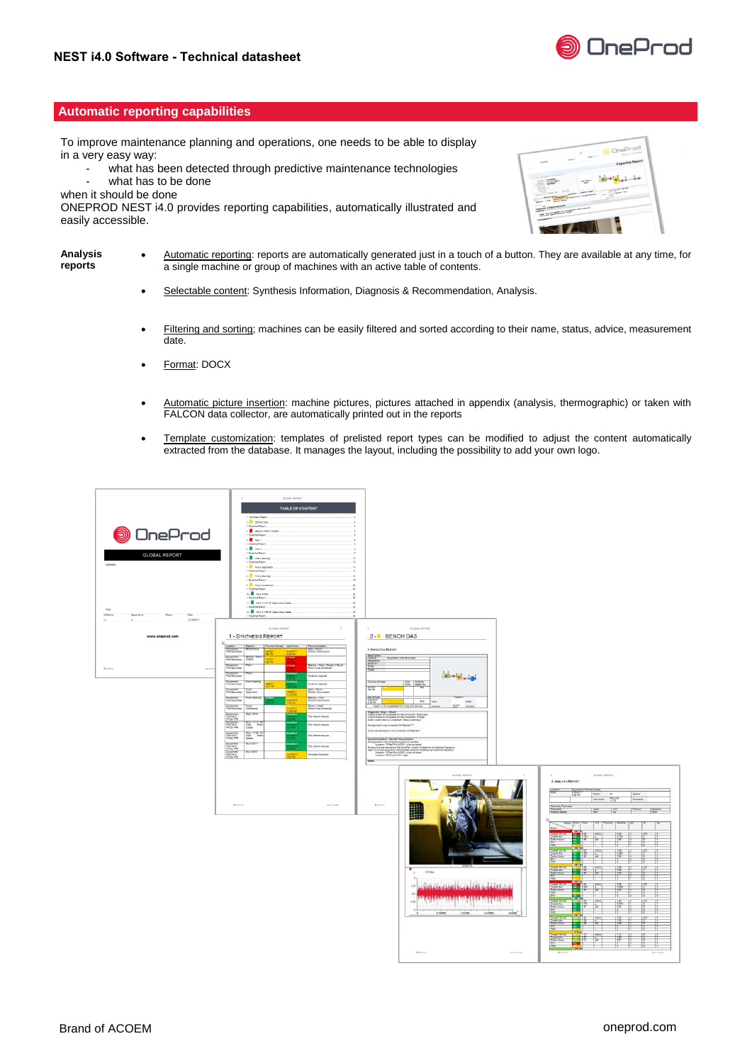## Automatic reporting capabilities

To improve maintenance planning and operations, one needs to be able to display in a very easy way:

- what has been detected through predictive maintenance technologies
- what has to be done

when it should be done

ONEPROD NEST i4.0 provides reporting capabilities, automatically illustrated and easily accessible.

**Analysis reports**

- Automatic reporting: reports are automatically generated just in a touch of a button. They are available at any time, for a single machine or group of machines with an active table of contents.
- Selectable content: Synthesis Information, Diagnosis & Recommendation, Analysis.
- Filtering and sorting: machines can be easily filtered and sorted according to their name, status, advice, measurement date.
- Format: DOCX
- Automatic picture insertion: machine pictures, pictures attached in appendix (analysis, thermographic) or taken with FALCON data collector, are automatically printed out in the reports
- Template customization: templates of prelisted report types can be modified to adjust the content automatically extracted from the database. It manages the layout, including the possibility to add your own logo.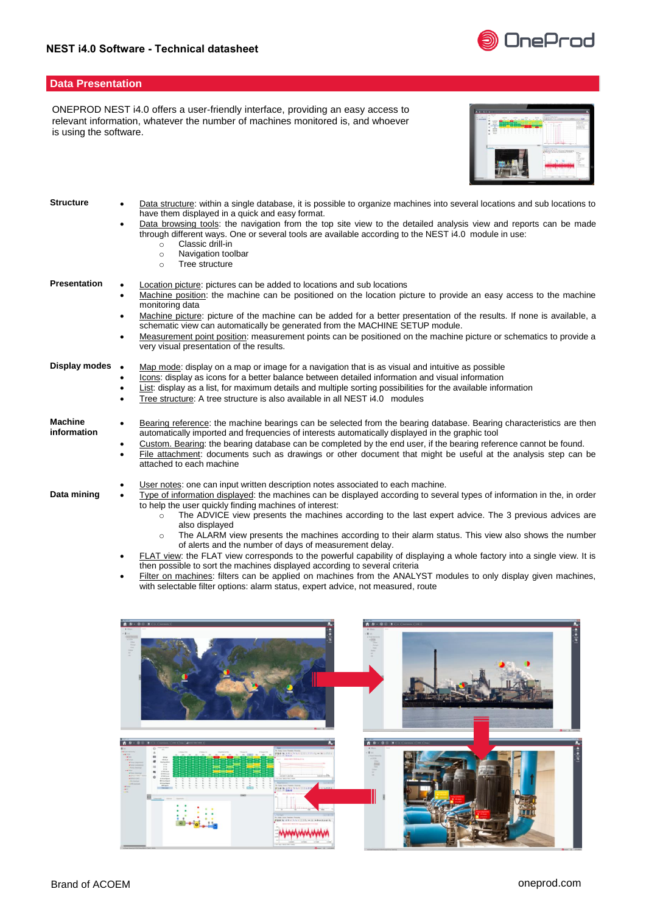## Data Presentation

ONEPROD NEST i4.0 offers a user-friendly interface, providing an easy access to relevant information, whatever the number of machines monitored is, and whoever is using the software.

**Structure**

- Data structure: within a single database, it is possible to organize machines into several locations and sub locations to have them displayed in a quick and easy format.
- Data browsing tools: the navigation from the top site view to the detailed analysis view and reports can be made through different ways. One or several tools are available according to the NEST i4.0 module in use:
  - Classic drill-in
  - Navigation toolbar
  - Tree structure

**Presentation**

- Location picture: pictures can be added to locations and sub locations
- Machine position: the machine can be positioned on the location picture to provide an easy access to the machine monitoring data
- Machine picture: picture of the machine can be added for a better presentation of the results. If none is available, a schematic view can automatically be generated from the MACHINE SETUP module.
- Measurement point position: measurement points can be positioned on the machine picture or schematics to provide a very visual presentation of the results.

**Display modes**

- Map mode: display on a map or image for a navigation that is as visual and intuitive as possible
- Icons: display as icons for a better balance between detailed information and visual information
- List: display as a list, for maximum details and multiple sorting possibilities for the available information
- Tree structure: A tree structure is also available in all NEST i4.0 modules

**Machine information**

- Bearing reference: the machine bearings can be selected from the bearing database. Bearing characteristics are then automatically imported and frequencies of interests automatically displayed in the graphic tool
- Custom. Bearing: the bearing database can be completed by the end user, if the bearing reference cannot be found.
- File attachment: documents such as drawings or other document that might be useful at the analysis step can be attached to each machine
- User notes: one can input written description notes associated to each machine.

**Data mining**

- Type of information displayed: the machines can be displayed according to several types of information in the, in order to help the user quickly finding machines of interest:
  - The ADVICE view presents the machines according to the last expert advice. The 3 previous advices are also displayed
  - The ALARM view presents the machines according to their alarm status. This view also shows the number of alerts and the number of days of measurement delay.
- FLAT view: the FLAT view corresponds to the powerful capability of displaying a whole factory into a single view. It is then possible to sort the machines displayed according to several criteria
- Filter on machines: filters can be applied on machines from the ANALYST modules to only display given machines, with selectable filter options: alarm status, expert advice, not measured, route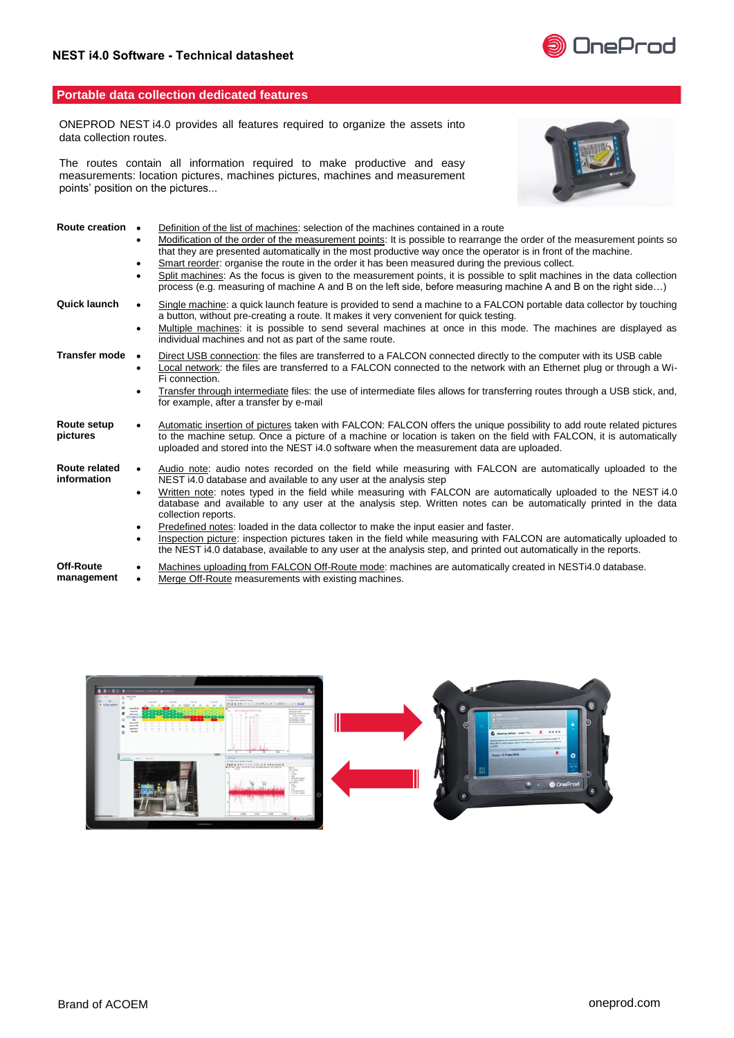## Portable data collection dedicated features

ONEPROD NEST i4.0 provides all features required to organize the assets into data collection routes.

The routes contain all information required to make productive and easy measurements: location pictures, machines pictures, machines and measurement points' position on the pictures...

**Route creation**

- Definition of the list of machines: selection of the machines contained in a route
- Modification of the order of the measurement points: It is possible to rearrange the order of the measurement points so that they are presented automatically in the most productive way once the operator is in front of the machine.
- Smart reorder: organise the route in the order it has been measured during the previous collect.
- Split machines: As the focus is given to the measurement points, it is possible to split machines in the data collection process (e.g. measuring of machine A and B on the left side, before measuring machine A and B on the right side…)

**Quick launch**

- Single machine: a quick launch feature is provided to send a machine to a FALCON portable data collector by touching a button, without pre-creating a route. It makes it very convenient for quick testing.
- Multiple machines: it is possible to send several machines at once in this mode. The machines are displayed as individual machines and not as part of the same route.

**Transfer mode**

- Direct USB connection: the files are transferred to a FALCON connected directly to the computer with its USB cable
- Local network: the files are transferred to a FALCON connected to the network with an Ethernet plug or through a Wi-Fi connection.
- Transfer through intermediate files: the use of intermediate files allows for transferring routes through a USB stick, and, for example, after a transfer by e-mail

**Route setup pictures**

- Automatic insertion of pictures taken with FALCON: FALCON offers the unique possibility to add route related pictures to the machine setup. Once a picture of a machine or location is taken on the field with FALCON, it is automatically uploaded and stored into the NEST i4.0 software when the measurement data are uploaded.

**Route related information**

- Audio note: audio notes recorded on the field while measuring with FALCON are automatically uploaded to the NEST i4.0 database and available to any user at the analysis step
- Written note: notes typed in the field while measuring with FALCON are automatically uploaded to the NEST i4.0 database and available to any user at the analysis step. Written notes can be automatically printed in the data collection reports.
- Predefined notes: loaded in the data collector to make the input easier and faster.
- Inspection picture: inspection pictures taken in the field while measuring with FALCON are automatically uploaded to the NEST i4.0 database, available to any user at the analysis step, and printed out automatically in the reports.

**Off-Route management**

- Machines uploading from FALCON Off-Route mode: machines are automatically created in NESTi4.0 database.
- Merge Off-Route measurements with existing machines.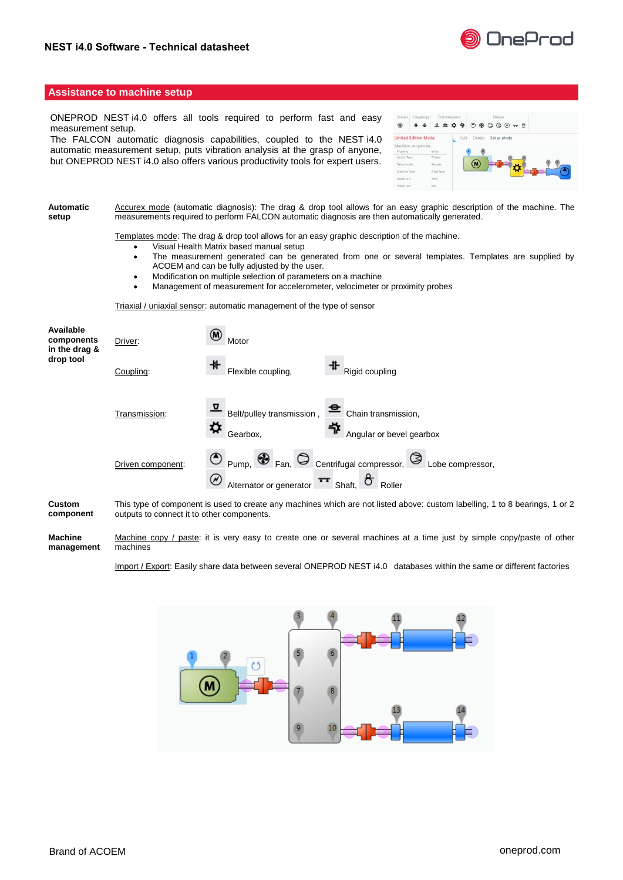## Assistance to machine setup

ONEPROD NEST i4.0 offers all tools required to perform fast and easy measurement setup.
The FALCON automatic diagnosis capabilities, coupled to the NEST i4.0 automatic measurement setup, puts vibration analysis at the grasp of anyone, but ONEPROD NEST i4.0 also offers various productivity tools for expert users.

**Automatic setup**

Accurex mode (automatic diagnosis): The drag & drop tool allows for an easy graphic description of the machine. The measurements required to perform FALCON automatic diagnosis are then automatically generated.

Templates mode: The drag & drop tool allows for an easy graphic description of the machine.

- Visual Health Matrix based manual setup
- The measurement generated can be generated from one or several templates. Templates are supplied by ACOEM and can be fully adjusted by the user.
- Modification on multiple selection of parameters on a machine
- Management of measurement for accelerometer, velocimeter or proximity probes

Triaxial / uniaxial sensor: automatic management of the type of sensor

**Available components in the drag & drop tool**

Driver: Motor

Coupling: Flexible coupling, Rigid coupling

Transmission: Belt/pulley transmission , Chain transmission, Gearbox, Angular or bevel gearbox

Driven component: Pump, Fan, Centrifugal compressor, Lobe compressor, Alternator or generator Shaft, Roller

**Custom component**

This type of component is used to create any machines which are not listed above: custom labelling, 1 to 8 bearings, 1 or 2 outputs to connect it to other components.

**Machine management**

Machine copy / paste: it is very easy to create one or several machines at a time just by simple copy/paste of other machines

Import / Export: Easily share data between several ONEPROD NEST i4.0 databases within the same or different factories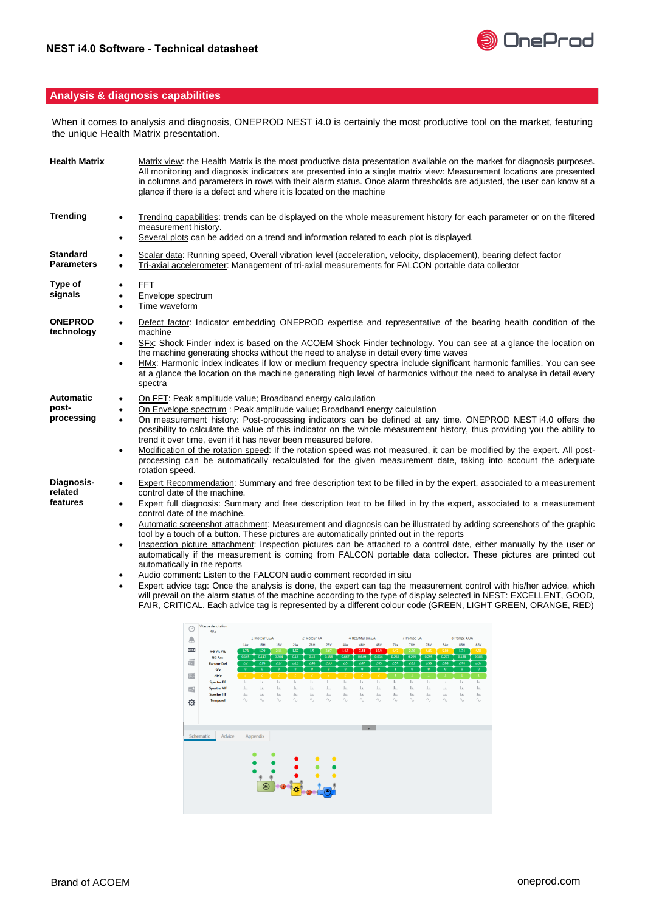## Analysis & diagnosis capabilities

When it comes to analysis and diagnosis, ONEPROD NEST i4.0 is certainly the most productive tool on the market, featuring the unique Health Matrix presentation.

**Health Matrix**

Matrix view: the Health Matrix is the most productive data presentation available on the market for diagnosis purposes. All monitoring and diagnosis indicators are presented into a single matrix view: Measurement locations are presented in columns and parameters in rows with their alarm status. Once alarm thresholds are adjusted, the user can know at a glance if there is a defect and where it is located on the machine

**Trending**

- Trending capabilities: trends can be displayed on the whole measurement history for each parameter or on the filtered measurement history.
- Several plots can be added on a trend and information related to each plot is displayed.

**Standard Parameters**

- Scalar data: Running speed, Overall vibration level (acceleration, velocity, displacement), bearing defect factor
- Tri-axial accelerometer: Management of tri-axial measurements for FALCON portable data collector

**Type of signals**

- FFT
- Envelope spectrum
- Time waveform

**ONEPROD technology**

- Defect factor: Indicator embedding ONEPROD expertise and representative of the bearing health condition of the machine
- SFx: Shock Finder index is based on the ACOEM Shock Finder technology. You can see at a glance the location on the machine generating shocks without the need to analyse in detail every time waves
- HMx: Harmonic index indicates if low or medium frequency spectra include significant harmonic families. You can see at a glance the location on the machine generating high level of harmonics without the need to analyse in detail every spectra

**Automatic post-processing**

- On FFT: Peak amplitude value; Broadband energy calculation
- On Envelope spectrum : Peak amplitude value; Broadband energy calculation
- On measurement history: Post-processing indicators can be defined at any time. ONEPROD NEST i4.0 offers the possibility to calculate the value of this indicator on the whole measurement history, thus providing you the ability to trend it over time, even if it has never been measured before.
- Modification of the rotation speed: If the rotation speed was not measured, it can be modified by the expert. All post-processing can be automatically recalculated for the given measurement date, taking into account the adequate rotation speed.

**Diagnosis-related features**

- Expert Recommendation: Summary and free description text to be filled in by the expert, associated to a measurement control date of the machine.
- Expert full diagnosis: Summary and free description text to be filled in by the expert, associated to a measurement control date of the machine.
- Automatic screenshot attachment: Measurement and diagnosis can be illustrated by adding screenshots of the graphic tool by a touch of a button. These pictures are automatically printed out in the reports
- Inspection picture attachment: Inspection pictures can be attached to a control date, either manually by the user or automatically if the measurement is coming from FALCON portable data collector. These pictures are printed out automatically in the reports
- Audio comment: Listen to the FALCON audio comment recorded in situ
- Expert advice tag: Once the analysis is done, the expert can tag the measurement control with his/her advice, which will prevail on the alarm status of the machine according to the type of display selected in NEST: EXCELLENT, GOOD, FAIR, CRITICAL. Each advice tag is represented by a different colour code (GREEN, LIGHT GREEN, ORANGE, RED)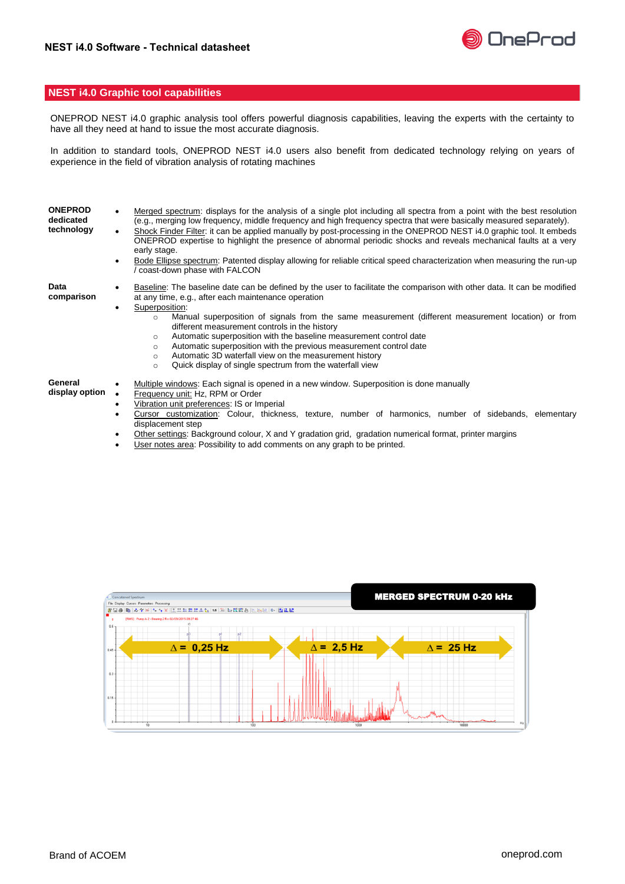## NEST i4.0 Graphic tool capabilities

ONEPROD NEST i4.0 graphic analysis tool offers powerful diagnosis capabilities, leaving the experts with the certainty to have all they need at hand to issue the most accurate diagnosis.

In addition to standard tools, ONEPROD NEST i4.0 users also benefit from dedicated technology relying on years of experience in the field of vibration analysis of rotating machines

**ONEPROD dedicated technology**

- Merged spectrum: displays for the analysis of a single plot including all spectra from a point with the best resolution (e.g., merging low frequency, middle frequency and high frequency spectra that were basically measured separately).
- Shock Finder Filter: it can be applied manually by post-processing in the ONEPROD NEST i4.0 graphic tool. It embeds ONEPROD expertise to highlight the presence of abnormal periodic shocks and reveals mechanical faults at a very early stage.
- Bode Ellipse spectrum: Patented display allowing for reliable critical speed characterization when measuring the run-up / coast-down phase with FALCON

**Data comparison**

- Baseline: The baseline date can be defined by the user to facilitate the comparison with other data. It can be modified at any time, e.g., after each maintenance operation
- Superposition:
  - Manual superposition of signals from the same measurement (different measurement location) or from different measurement controls in the history
  - Automatic superposition with the baseline measurement control date
  - Automatic superposition with the previous measurement control date
  - Automatic 3D waterfall view on the measurement history
  - Quick display of single spectrum from the waterfall view

**General display option**

- Multiple windows: Each signal is opened in a new window. Superposition is done manually
- Frequency unit: Hz, RPM or Order
- Vibration unit preferences: IS or Imperial
- Cursor customization: Colour, thickness, texture, number of harmonics, number of sidebands, elementary displacement step
- Other settings: Background colour, X and Y gradation grid, gradation numerical format, printer margins
- User notes area: Possibility to add comments on any graph to be printed.

MERGED SPECTRUM 0-20 kHz

Δ = 0,25 Hz — Δ = 2,5 Hz — Δ = 25 Hz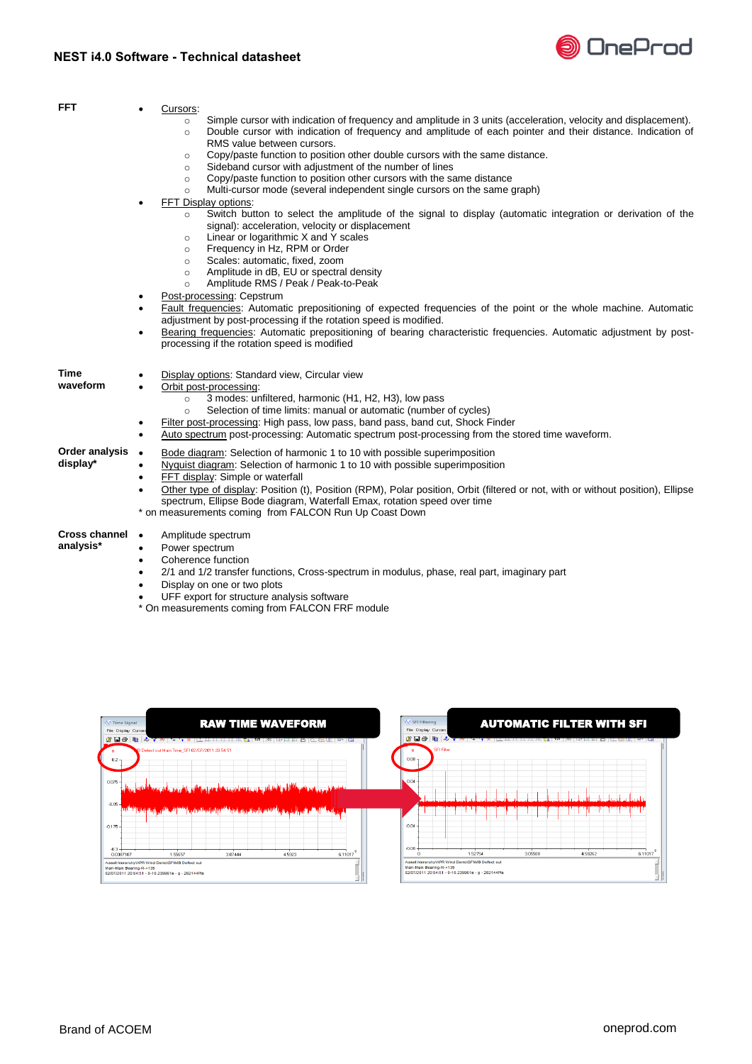**FFT**

- Cursors:
  - Simple cursor with indication of frequency and amplitude in 3 units (acceleration, velocity and displacement).
  - Double cursor with indication of frequency and amplitude of each pointer and their distance. Indication of RMS value between cursors.
  - Copy/paste function to position other double cursors with the same distance.
  - Sideband cursor with adjustment of the number of lines
  - Copy/paste function to position other cursors with the same distance
  - Multi-cursor mode (several independent single cursors on the same graph)
- FFT Display options:
  - Switch button to select the amplitude of the signal to display (automatic integration or derivation of the signal): acceleration, velocity or displacement
  - Linear or logarithmic X and Y scales
  - Frequency in Hz, RPM or Order
  - Scales: automatic, fixed, zoom
  - Amplitude in dB, EU or spectral density
  - Amplitude RMS / Peak / Peak-to-Peak
- Post-processing: Cepstrum
- Fault frequencies: Automatic prepositioning of expected frequencies of the point or the whole machine. Automatic adjustment by post-processing if the rotation speed is modified.
- Bearing frequencies: Automatic prepositioning of bearing characteristic frequencies. Automatic adjustment by post-processing if the rotation speed is modified

**Time waveform**

- Display options: Standard view, Circular view
- Orbit post-processing:
  - 3 modes: unfiltered, harmonic (H1, H2, H3), low pass
  - Selection of time limits: manual or automatic (number of cycles)
- Filter post-processing: High pass, low pass, band pass, band cut, Shock Finder
- Auto spectrum post-processing: Automatic spectrum post-processing from the stored time waveform.

**Order analysis display***

- Bode diagram: Selection of harmonic 1 to 10 with possible superimposition
- Nyquist diagram: Selection of harmonic 1 to 10 with possible superimposition
- FFT display: Simple or waterfall
- Other type of display: Position (t), Position (RPM), Polar position, Orbit (filtered or not, with or without position), Ellipse spectrum, Ellipse Bode diagram, Waterfall Emax, rotation speed over time

\* on measurements coming from FALCON Run Up Coast Down

**Cross channel analysis***

- Amplitude spectrum
- Power spectrum
- Coherence function
- 2/1 and 1/2 transfer functions, Cross-spectrum in modulus, phase, real part, imaginary part
- Display on one or two plots
- UFF export for structure analysis software

\* On measurements coming from FALCON FRF module

RAW TIME WAVEFORM

AUTOMATIC FILTER WITH SFI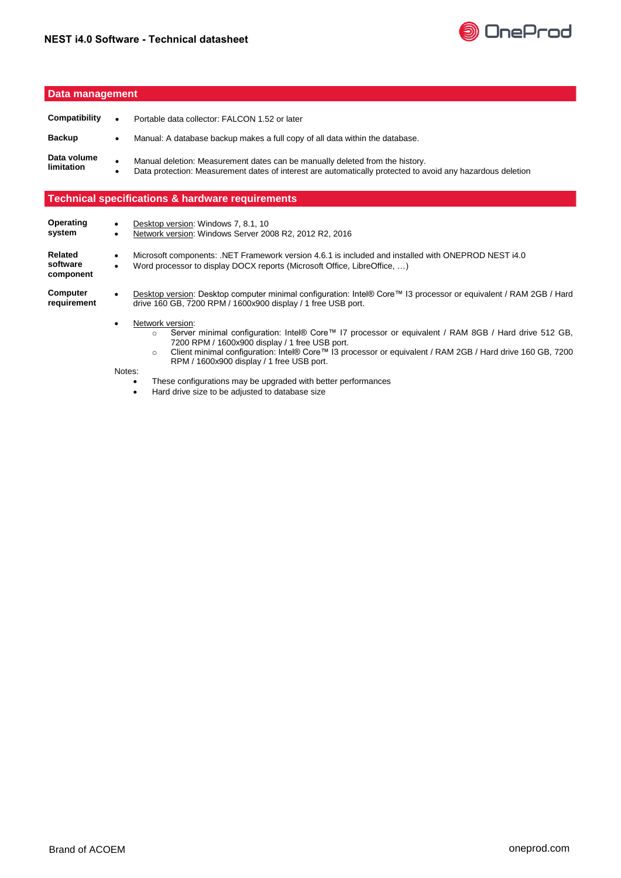## Data management

**Compatibility**
- Portable data collector: FALCON 1.52 or later

**Backup**
- Manual: A database backup makes a full copy of all data within the database.

**Data volume limitation**
- Manual deletion: Measurement dates can be manually deleted from the history.
- Data protection: Measurement dates of interest are automatically protected to avoid any hazardous deletion

## Technical specifications & hardware requirements

**Operating system**
- Desktop version: Windows 7, 8.1, 10
- Network version: Windows Server 2008 R2, 2012 R2, 2016

**Related software component**
- Microsoft components: .NET Framework version 4.6.1 is included and installed with ONEPROD NEST i4.0
- Word processor to display DOCX reports (Microsoft Office, LibreOffice, …)

**Computer requirement**
- Desktop version: Desktop computer minimal configuration: Intel® Core™ I3 processor or equivalent / RAM 2GB / Hard drive 160 GB, 7200 RPM / 1600x900 display / 1 free USB port.
- Network version:
  - Server minimal configuration: Intel® Core™ I7 processor or equivalent / RAM 8GB / Hard drive 512 GB, 7200 RPM / 1600x900 display / 1 free USB port.
  - Client minimal configuration: Intel® Core™ I3 processor or equivalent / RAM 2GB / Hard drive 160 GB, 7200 RPM / 1600x900 display / 1 free USB port.

Notes:
- These configurations may be upgraded with better performances
- Hard drive size to be adjusted to database size